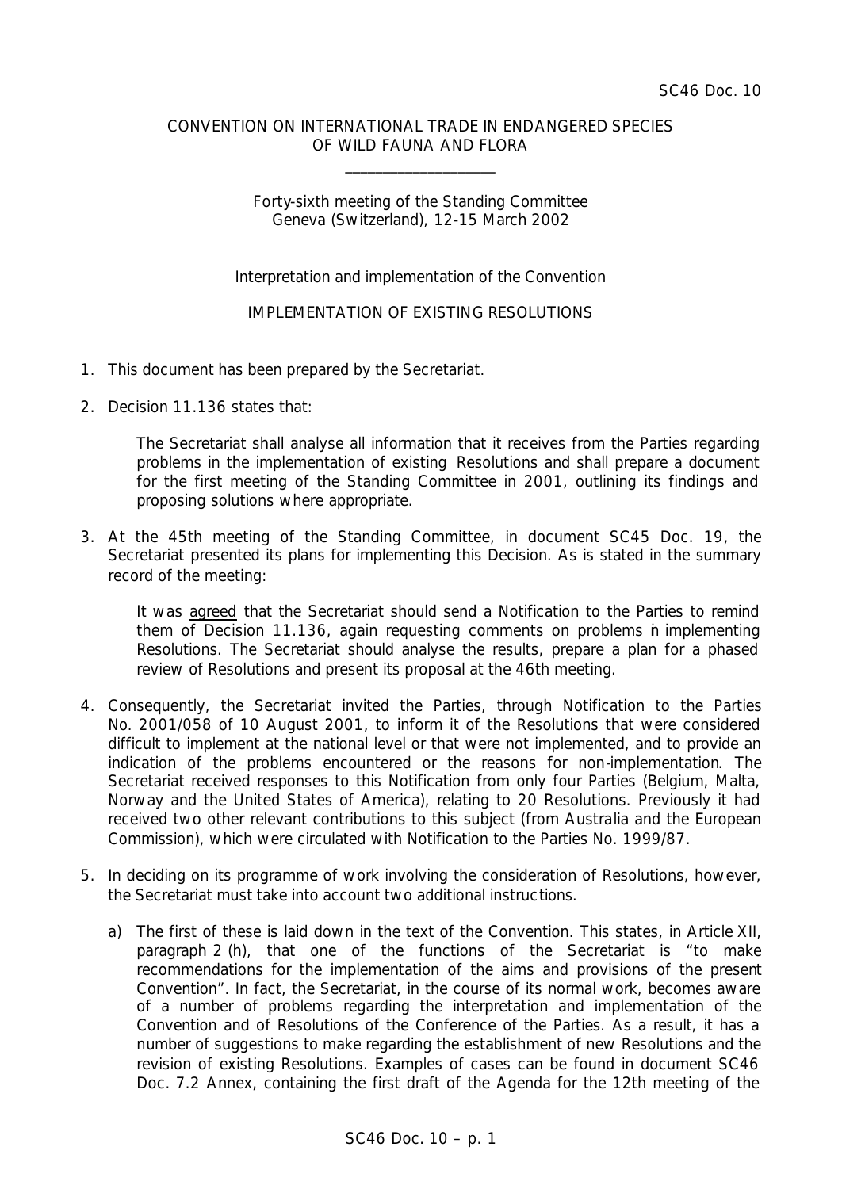SC46 Doc. 10

CONVENTION ON INTERNATIONAL TRADE IN ENDANGERED SPECIES OF WILD FAUNA AND FLORA

\_\_\_\_\_\_\_\_\_\_\_\_\_\_\_\_\_\_\_\_

Forty-sixth meeting of the Standing Committee
Geneva (Switzerland), 12-15 March 2002

Interpretation and implementation of the Convention

IMPLEMENTATION OF EXISTING RESOLUTIONS

1. This document has been prepared by the Secretariat.

2. Decision 11.136 states that:

   The Secretariat shall analyse all information that it receives from the Parties regarding problems in the implementation of existing Resolutions and shall prepare a document for the first meeting of the Standing Committee in 2001, outlining its findings and proposing solutions where appropriate.

3. At the 45th meeting of the Standing Committee, in document SC45 Doc. 19, the Secretariat presented its plans for implementing this Decision. As is stated in the summary record of the meeting:

   It was agreed that the Secretariat should send a Notification to the Parties to remind them of Decision 11.136, again requesting comments on problems in implementing Resolutions. The Secretariat should analyse the results, prepare a plan for a phased review of Resolutions and present its proposal at the 46th meeting.

4. Consequently, the Secretariat invited the Parties, through Notification to the Parties No. 2001/058 of 10 August 2001, to inform it of the Resolutions that were considered difficult to implement at the national level or that were not implemented, and to provide an indication of the problems encountered or the reasons for non-implementation. The Secretariat received responses to this Notification from only four Parties (Belgium, Malta, Norway and the United States of America), relating to 20 Resolutions. Previously it had received two other relevant contributions to this subject (from Australia and the European Commission), which were circulated with Notification to the Parties No. 1999/87.

5. In deciding on its programme of work involving the consideration of Resolutions, however, the Secretariat must take into account two additional instructions.

   a) The first of these is laid down in the text of the Convention. This states, in Article XII, paragraph 2 (h), that one of the functions of the Secretariat is "to make recommendations for the implementation of the aims and provisions of the present Convention". In fact, the Secretariat, in the course of its normal work, becomes aware of a number of problems regarding the interpretation and implementation of the Convention and of Resolutions of the Conference of the Parties. As a result, it has a number of suggestions to make regarding the establishment of new Resolutions and the revision of existing Resolutions. Examples of cases can be found in document SC46 Doc. 7.2 Annex, containing the first draft of the Agenda for the 12th meeting of the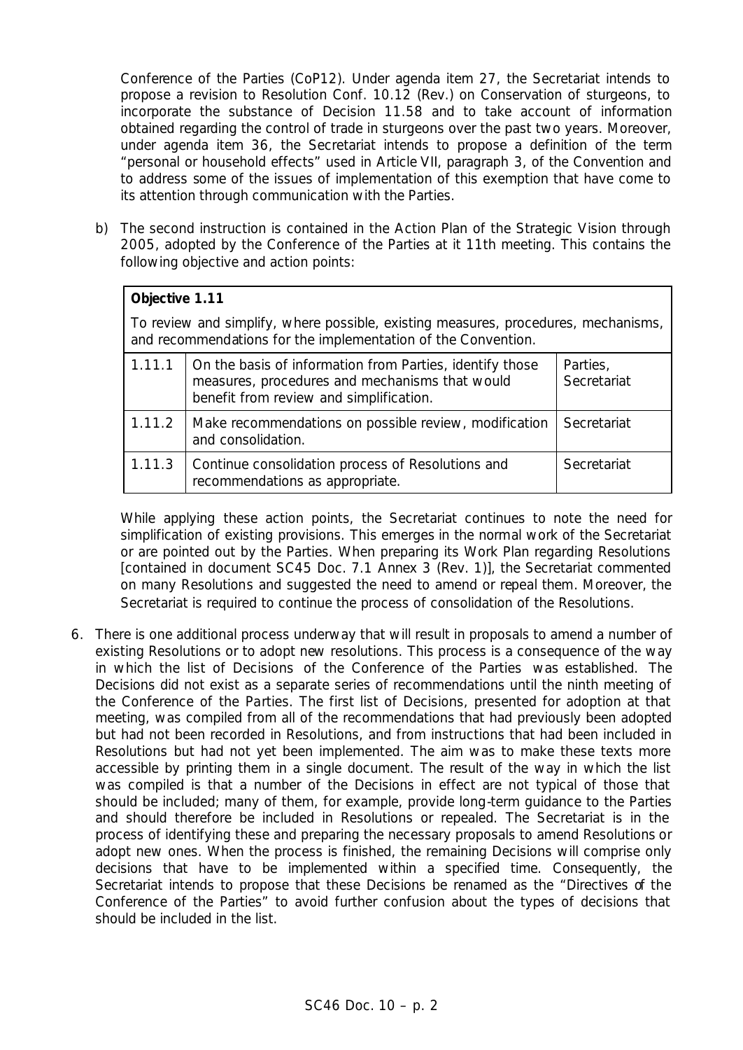Conference of the Parties (CoP12). Under agenda item 27, the Secretariat intends to propose a revision to Resolution Conf. 10.12 (Rev.) on Conservation of sturgeons, to incorporate the substance of Decision 11.58 and to take account of information obtained regarding the control of trade in sturgeons over the past two years. Moreover, under agenda item 36, the Secretariat intends to propose a definition of the term "personal or household effects" used in Article VII, paragraph 3, of the Convention and to address some of the issues of implementation of this exemption that have come to its attention through communication with the Parties.

b) The second instruction is contained in the Action Plan of the Strategic Vision through 2005, adopted by the Conference of the Parties at it 11th meeting. This contains the following objective and action points:

| **Objective 1.11**<br><br>To review and simplify, where possible, existing measures, procedures, mechanisms, and recommendations for the implementation of the Convention. | | |
|---|---|---|
| 1.11.1 | On the basis of information from Parties, identify those measures, procedures and mechanisms that would benefit from review and simplification. | Parties, Secretariat |
| 1.11.2 | Make recommendations on possible review, modification and consolidation. | Secretariat |
| 1.11.3 | Continue consolidation process of Resolutions and recommendations as appropriate. | Secretariat |

While applying these action points, the Secretariat continues to note the need for simplification of existing provisions. This emerges in the normal work of the Secretariat or are pointed out by the Parties. When preparing its Work Plan regarding Resolutions [contained in document SC45 Doc. 7.1 Annex 3 (Rev. 1)], the Secretariat commented on many Resolutions and suggested the need to amend or repeal them. Moreover, the Secretariat is required to continue the process of consolidation of the Resolutions.

6. There is one additional process underway that will result in proposals to amend a number of existing Resolutions or to adopt new resolutions. This process is a consequence of the way in which the list of Decisions of the Conference of the Parties was established. The Decisions did not exist as a separate series of recommendations until the ninth meeting of the Conference of the Parties. The first list of Decisions, presented for adoption at that meeting, was compiled from all of the recommendations that had previously been adopted but had not been recorded in Resolutions, and from instructions that had been included in Resolutions but had not yet been implemented. The aim was to make these texts more accessible by printing them in a single document. The result of the way in which the list was compiled is that a number of the Decisions in effect are not typical of those that should be included; many of them, for example, provide long-term guidance to the Parties and should therefore be included in Resolutions or repealed. The Secretariat is in the process of identifying these and preparing the necessary proposals to amend Resolutions or adopt new ones. When the process is finished, the remaining Decisions will comprise only decisions that have to be implemented within a specified time. Consequently, the Secretariat intends to propose that these Decisions be renamed as the "Directives of the Conference of the Parties" to avoid further confusion about the types of decisions that should be included in the list.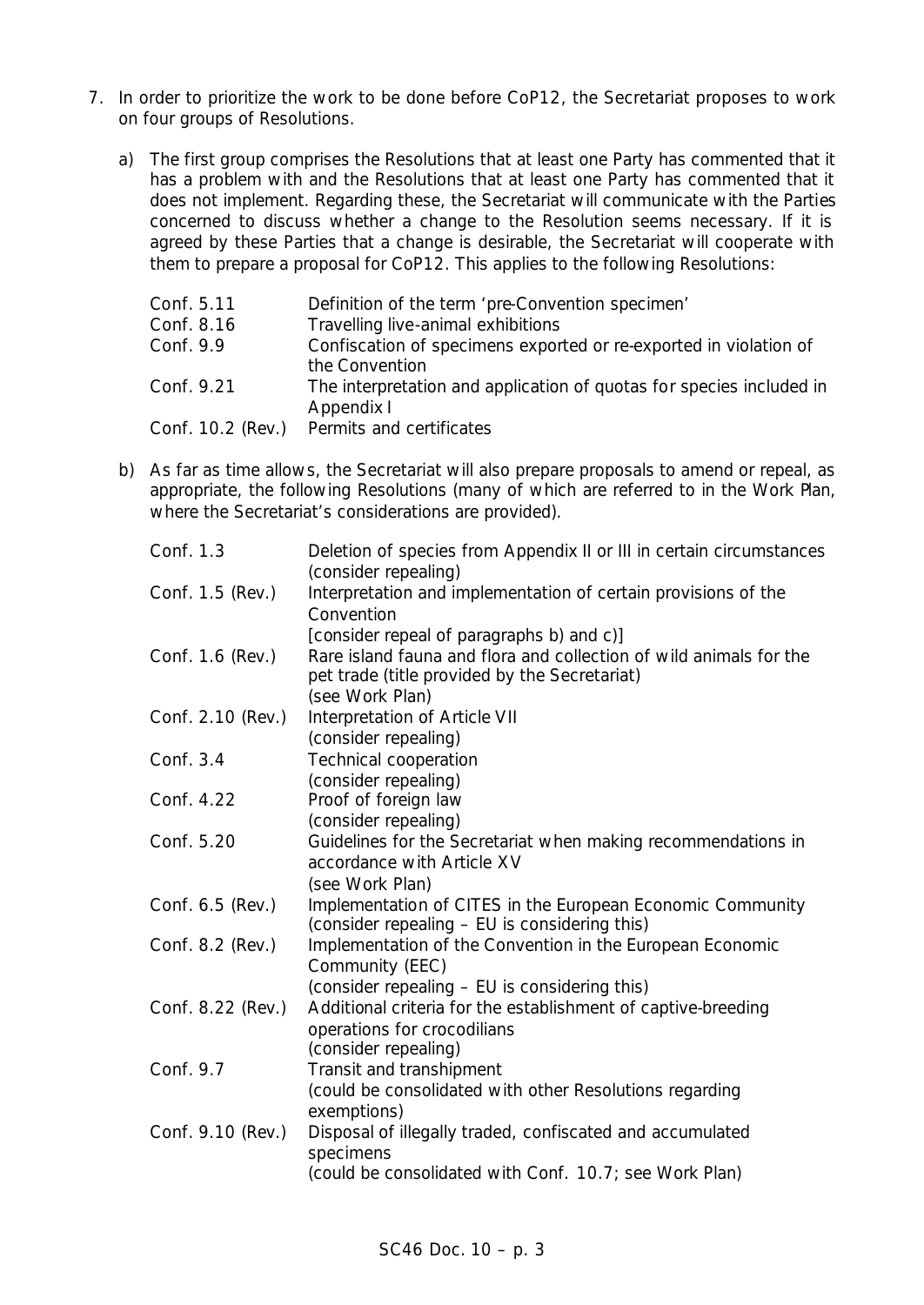7. In order to prioritize the work to be done before CoP12, the Secretariat proposes to work on four groups of Resolutions.

   a) The first group comprises the Resolutions that at least one Party has commented that it has a problem with and the Resolutions that at least one Party has commented that it does not implement. Regarding these, the Secretariat will communicate with the Parties concerned to discuss whether a change to the Resolution seems necessary. If it is agreed by these Parties that a change is desirable, the Secretariat will cooperate with them to prepare a proposal for CoP12. This applies to the following Resolutions:

   | | |
   |---|---|
   | Conf. 5.11 | Definition of the term 'pre-Convention specimen' |
   | Conf. 8.16 | Travelling live-animal exhibitions |
   | Conf. 9.9 | Confiscation of specimens exported or re-exported in violation of the Convention |
   | Conf. 9.21 | The interpretation and application of quotas for species included in Appendix I |
   | Conf. 10.2 (Rev.) | Permits and certificates |

   b) As far as time allows, the Secretariat will also prepare proposals to amend or repeal, as appropriate, the following Resolutions (many of which are referred to in the Work Plan, where the Secretariat's considerations are provided).

   | | |
   |---|---|
   | Conf. 1.3 | Deletion of species from Appendix II or III in certain circumstances (consider repealing) |
   | Conf. 1.5 (Rev.) | Interpretation and implementation of certain provisions of the Convention [consider repeal of paragraphs b) and c)] |
   | Conf. 1.6 (Rev.) | Rare island fauna and flora and collection of wild animals for the pet trade (title provided by the Secretariat) (see Work Plan) |
   | Conf. 2.10 (Rev.) | Interpretation of Article VII (consider repealing) |
   | Conf. 3.4 | Technical cooperation (consider repealing) |
   | Conf. 4.22 | Proof of foreign law (consider repealing) |
   | Conf. 5.20 | Guidelines for the Secretariat when making recommendations in accordance with Article XV (see Work Plan) |
   | Conf. 6.5 (Rev.) | Implementation of CITES in the European Economic Community (consider repealing – EU is considering this) |
   | Conf. 8.2 (Rev.) | Implementation of the Convention in the European Economic Community (EEC) (consider repealing – EU is considering this) |
   | Conf. 8.22 (Rev.) | Additional criteria for the establishment of captive-breeding operations for crocodilians (consider repealing) |
   | Conf. 9.7 | Transit and transhipment (could be consolidated with other Resolutions regarding exemptions) |
   | Conf. 9.10 (Rev.) | Disposal of illegally traded, confiscated and accumulated specimens (could be consolidated with Conf. 10.7; see Work Plan) |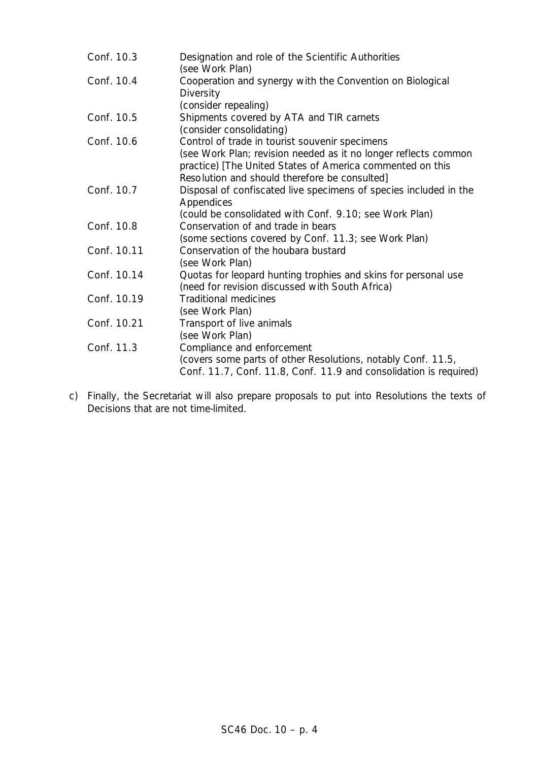| | |
|---|---|
| Conf. 10.3 | Designation and role of the Scientific Authorities<br>(see Work Plan) |
| Conf. 10.4 | Cooperation and synergy with the Convention on Biological Diversity<br>(consider repealing) |
| Conf. 10.5 | Shipments covered by ATA and TIR carnets<br>(consider consolidating) |
| Conf. 10.6 | Control of trade in tourist souvenir specimens<br>(see Work Plan; revision needed as it no longer reflects common practice) [The United States of America commented on this Resolution and should therefore be consulted] |
| Conf. 10.7 | Disposal of confiscated live specimens of species included in the Appendices<br>(could be consolidated with Conf. 9.10; see Work Plan) |
| Conf. 10.8 | Conservation of and trade in bears<br>(some sections covered by Conf. 11.3; see Work Plan) |
| Conf. 10.11 | Conservation of the houbara bustard<br>(see Work Plan) |
| Conf. 10.14 | Quotas for leopard hunting trophies and skins for personal use<br>(need for revision discussed with South Africa) |
| Conf. 10.19 | Traditional medicines<br>(see Work Plan) |
| Conf. 10.21 | Transport of live animals<br>(see Work Plan) |
| Conf. 11.3 | Compliance and enforcement<br>(covers some parts of other Resolutions, notably Conf. 11.5, Conf. 11.7, Conf. 11.8, Conf. 11.9 and consolidation is required) |

c) Finally, the Secretariat will also prepare proposals to put into Resolutions the texts of Decisions that are not time-limited.